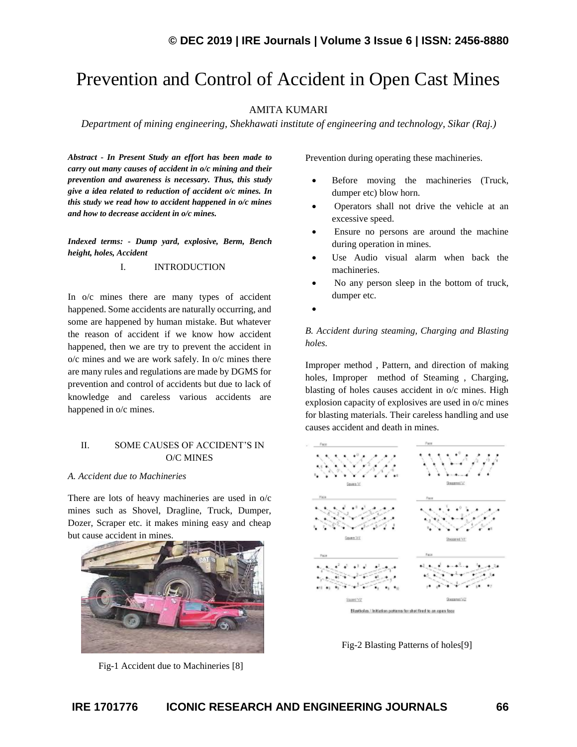# Prevention and Control of Accident in Open Cast Mines

AMITA KUMARI

*Department of mining engineering, Shekhawati institute of engineering and technology, Sikar (Raj.)*

***Abstract - In Present Study an effort has been made to carry out many causes of accident in o/c mining and their prevention and awareness is necessary. Thus, this study give a idea related to reduction of accident o/c mines. In this study we read how to accident happened in o/c mines and how to decrease accident in o/c mines.***

***Indexed terms: - Dump yard, explosive, Berm, Bench height, holes, Accident***

## I. INTRODUCTION

In o/c mines there are many types of accident happened. Some accidents are naturally occurring, and some are happened by human mistake. But whatever the reason of accident if we know how accident happened, then we are try to prevent the accident in o/c mines and we are work safely. In o/c mines there are many rules and regulations are made by DGMS for prevention and control of accidents but due to lack of knowledge and careless various accidents are happened in o/c mines.

## II. SOME CAUSES OF ACCIDENT'S IN O/C MINES

### *A. Accident due to Machineries*

There are lots of heavy machineries are used in o/c mines such as Shovel, Dragline, Truck, Dumper, Dozer, Scraper etc. it makes mining easy and cheap but cause accident in mines.

Fig-1 Accident due to Machineries [8]

Prevention during operating these machineries.

- Before moving the machineries (Truck, dumper etc) blow horn.
- Operators shall not drive the vehicle at an excessive speed.
- Ensure no persons are around the machine during operation in mines.
- Use Audio visual alarm when back the machineries.
- No any person sleep in the bottom of truck, dumper etc.

### *B. Accident during steaming, Charging and Blasting holes.*

Improper method , Pattern, and direction of making holes, Improper method of Steaming , Charging, blasting of holes causes accident in o/c mines. High explosion capacity of explosives are used in o/c mines for blasting materials. Their careless handling and use causes accident and death in mines.

Fig-2 Blasting Patterns of holes[9]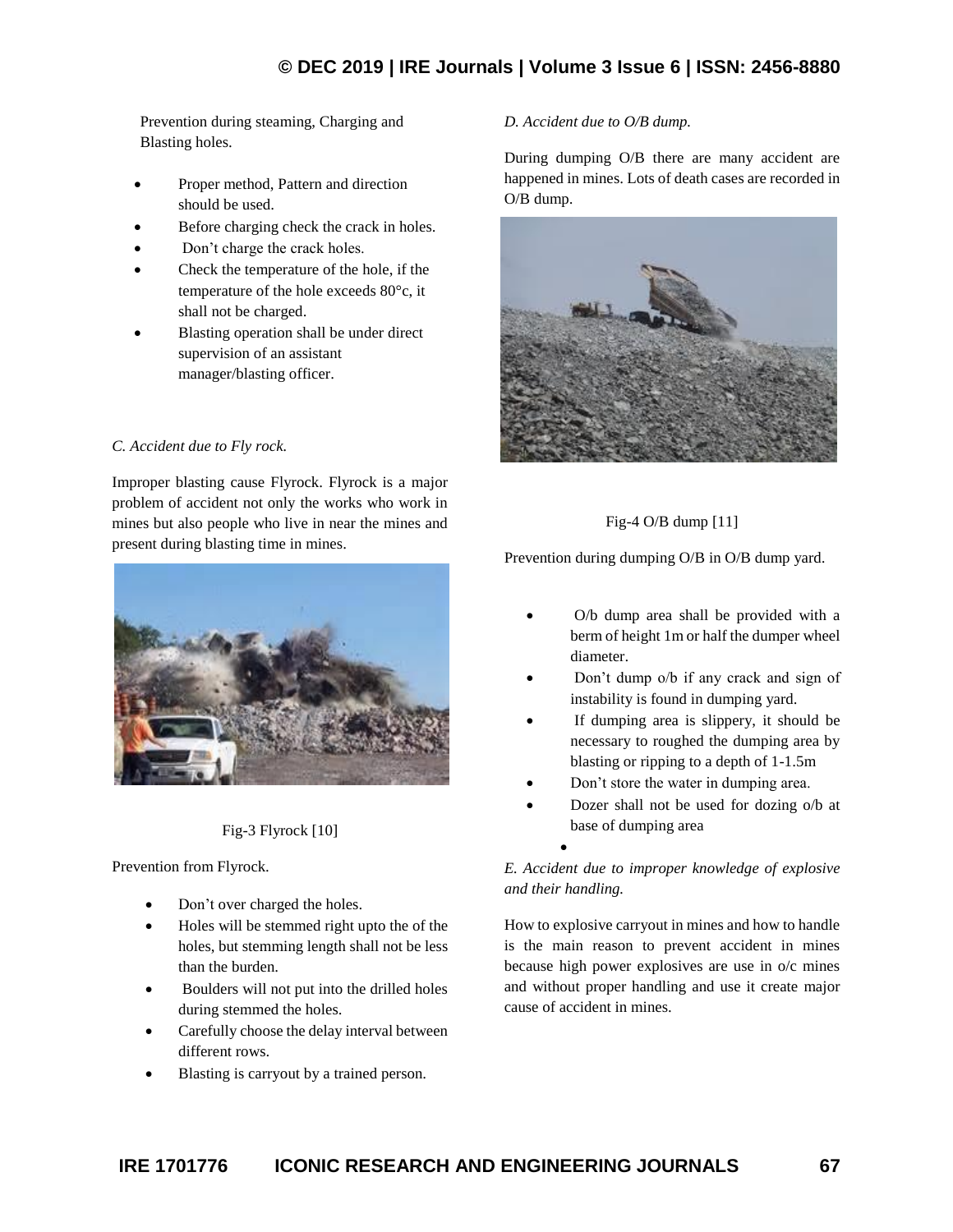Prevention during steaming, Charging and Blasting holes.

- Proper method, Pattern and direction should be used.
- Before charging check the crack in holes.
- Don't charge the crack holes.
- Check the temperature of the hole, if the temperature of the hole exceeds 80°c, it shall not be charged.
- Blasting operation shall be under direct supervision of an assistant manager/blasting officer.

*C. Accident due to Fly rock.*

Improper blasting cause Flyrock. Flyrock is a major problem of accident not only the works who work in mines but also people who live in near the mines and present during blasting time in mines.

Fig-3 Flyrock [10]

Prevention from Flyrock.

- Don't over charged the holes.
- Holes will be stemmed right upto the of the holes, but stemming length shall not be less than the burden.
- Boulders will not put into the drilled holes during stemmed the holes.
- Carefully choose the delay interval between different rows.
- Blasting is carryout by a trained person.

*D. Accident due to O/B dump.*

During dumping O/B there are many accident are happened in mines. Lots of death cases are recorded in O/B dump.

Fig-4 O/B dump [11]

Prevention during dumping O/B in O/B dump yard.

- O/b dump area shall be provided with a berm of height 1m or half the dumper wheel diameter.
- Don't dump o/b if any crack and sign of instability is found in dumping yard.
- If dumping area is slippery, it should be necessary to roughed the dumping area by blasting or ripping to a depth of 1-1.5m
- Don't store the water in dumping area.
- Dozer shall not be used for dozing o/b at base of dumping area

*E. Accident due to improper knowledge of explosive and their handling.*

How to explosive carryout in mines and how to handle is the main reason to prevent accident in mines because high power explosives are use in o/c mines and without proper handling and use it create major cause of accident in mines.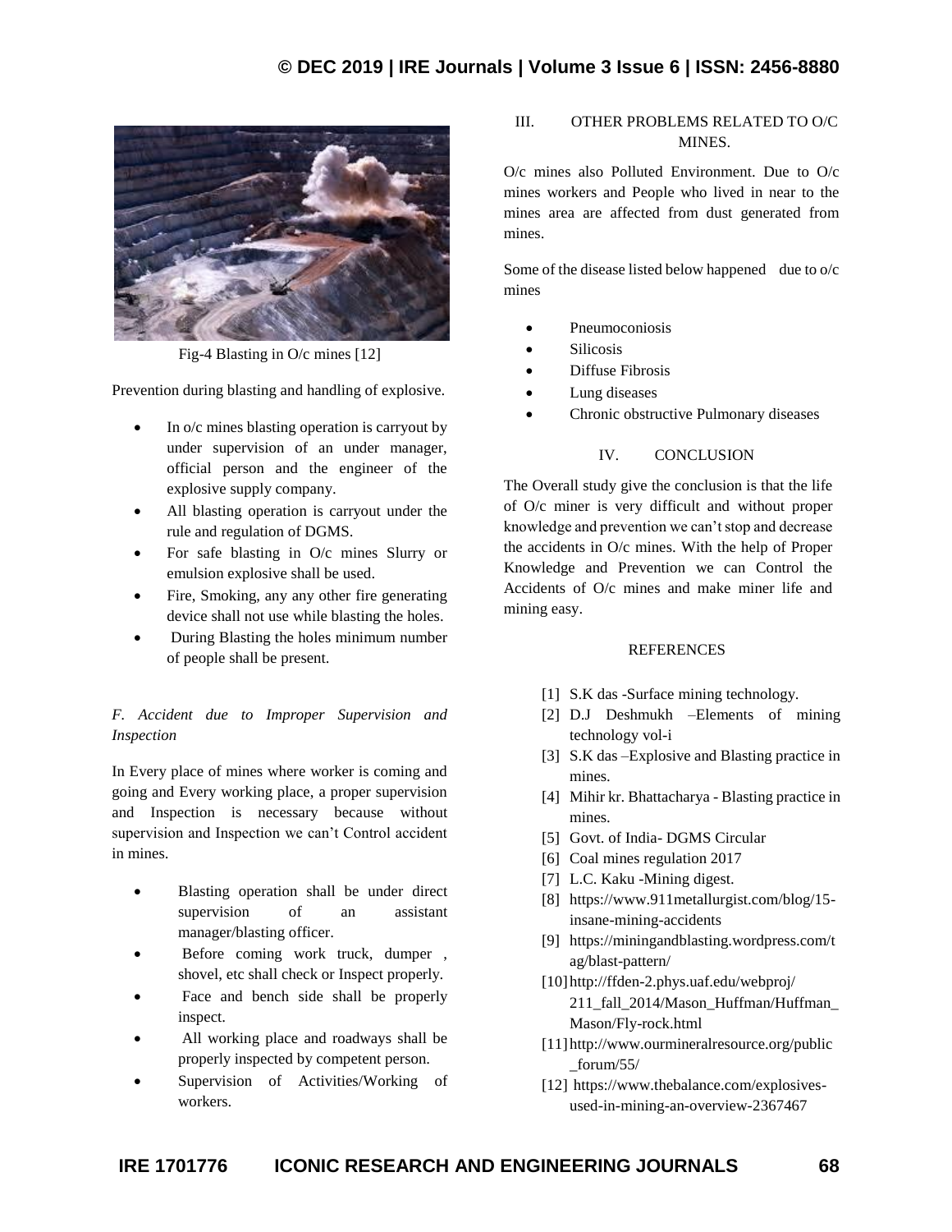Fig-4 Blasting in O/c mines [12]

Prevention during blasting and handling of explosive.

- In o/c mines blasting operation is carryout by under supervision of an under manager, official person and the engineer of the explosive supply company.
- All blasting operation is carryout under the rule and regulation of DGMS.
- For safe blasting in O/c mines Slurry or emulsion explosive shall be used.
- Fire, Smoking, any any other fire generating device shall not use while blasting the holes.
- During Blasting the holes minimum number of people shall be present.

### *F. Accident due to Improper Supervision and Inspection*

In Every place of mines where worker is coming and going and Every working place, a proper supervision and Inspection is necessary because without supervision and Inspection we can't Control accident in mines.

- Blasting operation shall be under direct supervision of an assistant manager/blasting officer.
- Before coming work truck, dumper , shovel, etc shall check or Inspect properly.
- Face and bench side shall be properly inspect.
- All working place and roadways shall be properly inspected by competent person.
- Supervision of Activities/Working of workers.

## III. OTHER PROBLEMS RELATED TO O/C MINES.

O/c mines also Polluted Environment. Due to O/c mines workers and People who lived in near to the mines area are affected from dust generated from mines.

Some of the disease listed below happened due to o/c mines

- Pneumoconiosis
- Silicosis
- Diffuse Fibrosis
- Lung diseases
- Chronic obstructive Pulmonary diseases

## IV. CONCLUSION

The Overall study give the conclusion is that the life of O/c miner is very difficult and without proper knowledge and prevention we can't stop and decrease the accidents in O/c mines. With the help of Proper Knowledge and Prevention we can Control the Accidents of O/c mines and make miner life and mining easy.

## REFERENCES

[1] S.K das -Surface mining technology.

[2] D.J Deshmukh –Elements of mining technology vol-i

[3] S.K das –Explosive and Blasting practice in mines.

[4] Mihir kr. Bhattacharya - Blasting practice in mines.

[5] Govt. of India- DGMS Circular

[6] Coal mines regulation 2017

[7] L.C. Kaku -Mining digest.

[8] https://www.911metallurgist.com/blog/15-insane-mining-accidents

[9] https://miningandblasting.wordpress.com/tag/blast-pattern/

[10] http://ffden-2.phys.uaf.edu/webproj/211_fall_2014/Mason_Huffman/Huffman_Mason/Fly-rock.html

[11] http://www.ourmineralresource.org/public_forum/55/

[12] https://www.thebalance.com/explosives-used-in-mining-an-overview-2367467